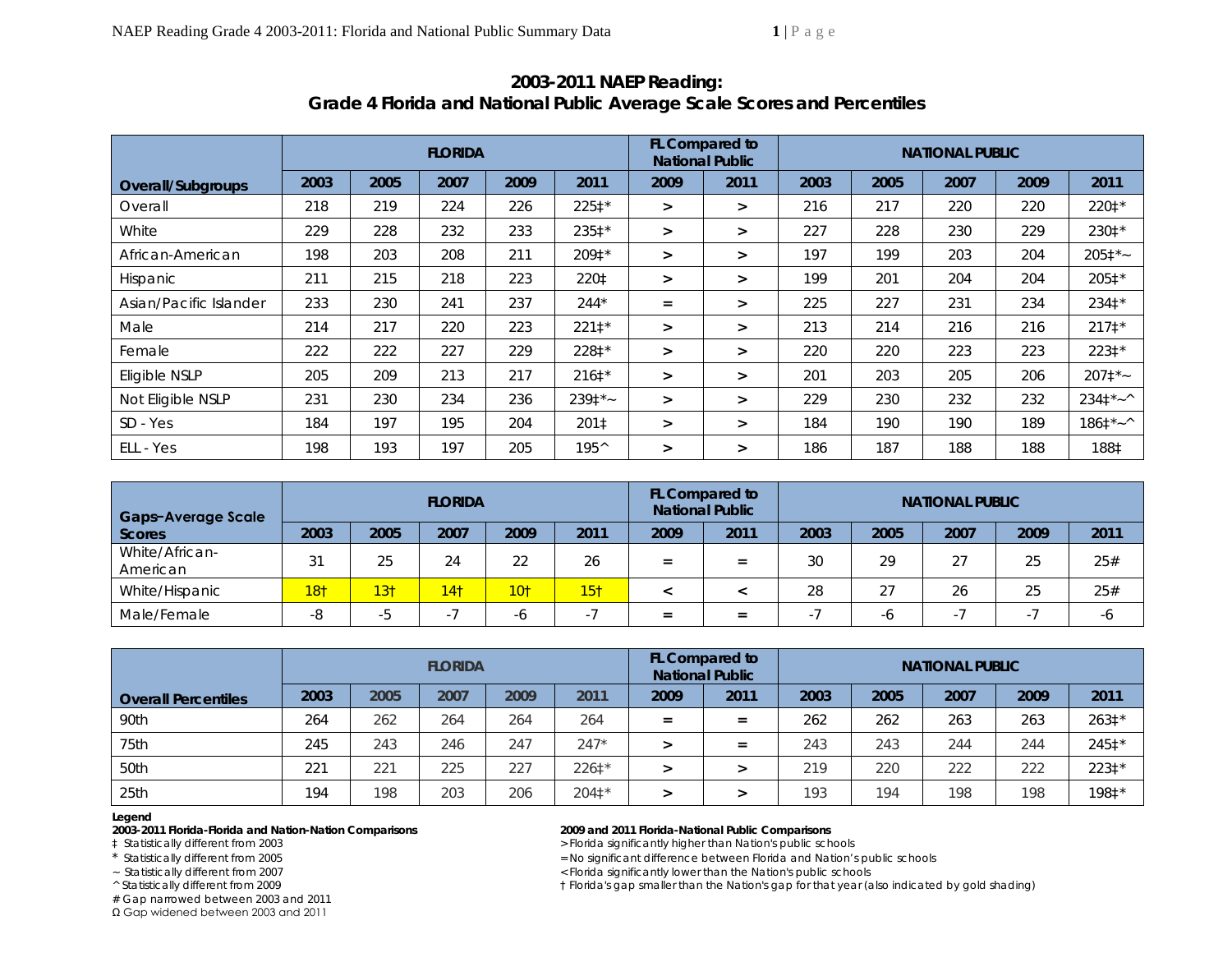## 2003-2011 NAEP Reading:
## Grade 4 Florida and National Public Average Scale Scores and Percentiles

| | FLORIDA | | | | | FL Compared to National Public | | NATIONAL PUBLIC | | | | |
|---|---|---|---|---|---|---|---|---|---|---|---|---|
| **Overall/Subgroups** | 2003 | 2005 | 2007 | 2009 | 2011 | 2009 | 2011 | 2003 | 2005 | 2007 | 2009 | 2011 |
| Overall | 218 | 219 | 224 | 226 | 225‡* | > | > | 216 | 217 | 220 | 220 | 220‡* |
| White | 229 | 228 | 232 | 233 | 235‡* | > | > | 227 | 228 | 230 | 229 | 230‡* |
| African-American | 198 | 203 | 208 | 211 | 209‡* | > | > | 197 | 199 | 203 | 204 | 205‡*~ |
| Hispanic | 211 | 215 | 218 | 223 | 220‡ | > | > | 199 | 201 | 204 | 204 | 205‡* |
| Asian/Pacific Islander | 233 | 230 | 241 | 237 | 244* | = | > | 225 | 227 | 231 | 234 | 234‡* |
| Male | 214 | 217 | 220 | 223 | 221‡* | > | > | 213 | 214 | 216 | 216 | 217‡* |
| Female | 222 | 222 | 227 | 229 | 228‡* | > | > | 220 | 220 | 223 | 223 | 223‡* |
| Eligible NSLP | 205 | 209 | 213 | 217 | 216‡* | > | > | 201 | 203 | 205 | 206 | 207‡*~ |
| Not Eligible NSLP | 231 | 230 | 234 | 236 | 239‡*~ | > | > | 229 | 230 | 232 | 232 | 234‡*~^ |
| SD - Yes | 184 | 197 | 195 | 204 | 201‡ | > | > | 184 | 190 | 190 | 189 | 186‡*~^ |
| ELL - Yes | 198 | 193 | 197 | 205 | 195^ | > | > | 186 | 187 | 188 | 188 | 188‡ |

| | FLORIDA | | | | | FL Compared to National Public | | NATIONAL PUBLIC | | | | |
|---|---|---|---|---|---|---|---|---|---|---|---|---|
| **Gaps–Average Scale Scores** | 2003 | 2005 | 2007 | 2009 | 2011 | 2009 | 2011 | 2003 | 2005 | 2007 | 2009 | 2011 |
| White/African-American | 31 | 25 | 24 | 22 | 26 | = | = | 30 | 29 | 27 | 25 | 25# |
| White/Hispanic | 18† | 13† | 14† | 10† | 15† | < | < | 28 | 27 | 26 | 25 | 25# |
| Male/Female | -8 | -5 | -7 | -6 | -7 | = | = | -7 | -6 | -7 | -7 | -6 |

| | FLORIDA | | | | | FL Compared to National Public | | NATIONAL PUBLIC | | | | |
|---|---|---|---|---|---|---|---|---|---|---|---|---|
| **Overall Percentiles** | 2003 | 2005 | 2007 | 2009 | 2011 | 2009 | 2011 | 2003 | 2005 | 2007 | 2009 | 2011 |
| 90th | 264 | 262 | 264 | 264 | 264 | = | = | 262 | 262 | 263 | 263 | 263‡* |
| 75th | 245 | 243 | 246 | 247 | 247* | > | = | 243 | 243 | 244 | 244 | 245‡* |
| 50th | 221 | 221 | 225 | 227 | 226‡* | > | > | 219 | 220 | 222 | 222 | 223‡* |
| 25th | 194 | 198 | 203 | 206 | 204‡* | > | > | 193 | 194 | 198 | 198 | 198‡* |

**Legend**

**2003-2011 Florida-Florida and Nation-Nation Comparisons**

‡ Statistically different from 2003
\* Statistically different from 2005
~ Statistically different from 2007
^ Statistically different from 2009
\# Gap narrowed between 2003 and 2011
Ω Gap widened between 2003 and 2011

**2009 and 2011 Florida-National Public Comparisons**

> Florida significantly higher than Nation's public schools
= No significant difference between Florida and Nation's public schools
< Florida significantly lower than the Nation's public schools
† Florida's gap smaller than the Nation's gap for that year (also indicated by gold shading)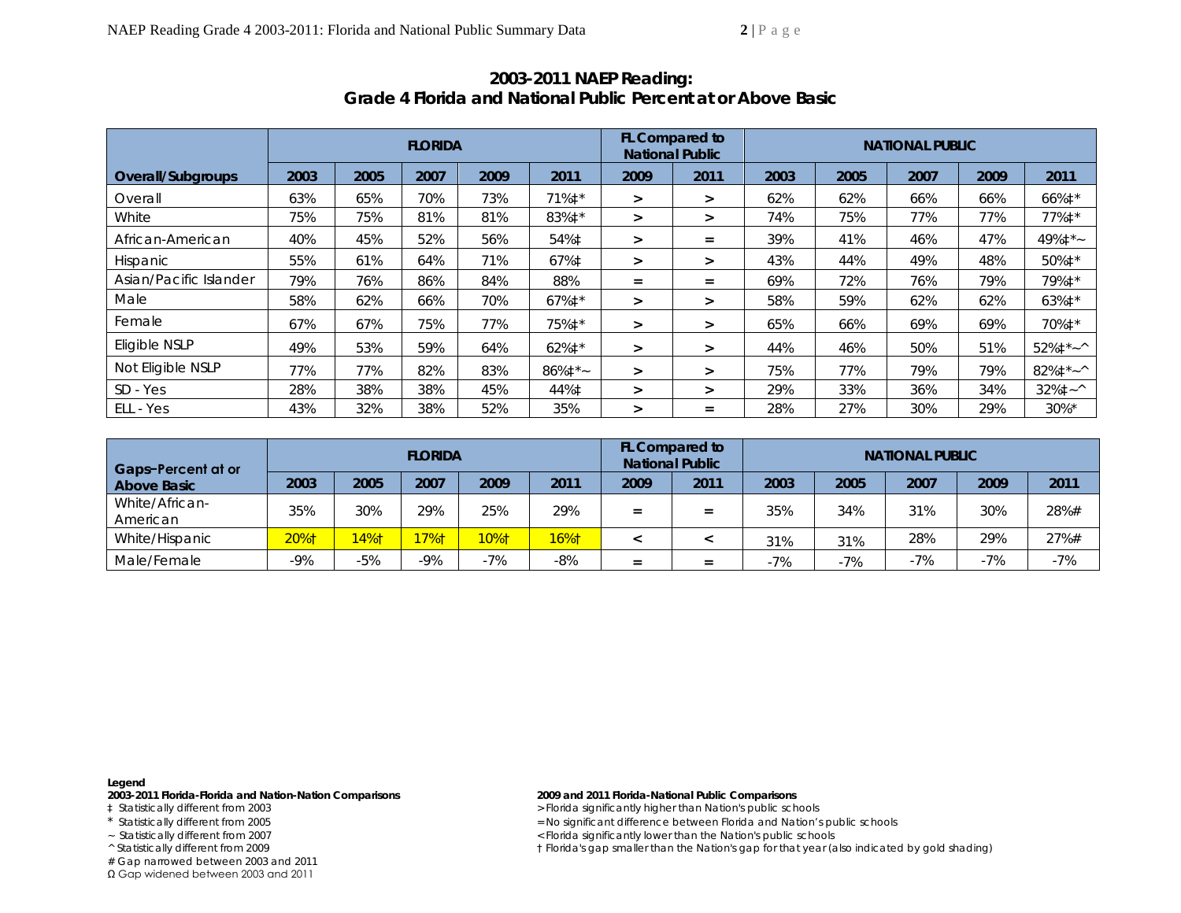## 2003-2011 NAEP Reading: Grade 4 Florida and National Public Percent at or Above Basic

| Overall/Subgroups | FLORIDA | | | | | FL Compared to National Public | | NATIONAL PUBLIC | | | | |
|---|---|---|---|---|---|---|---|---|---|---|---|---|
| | 2003 | 2005 | 2007 | 2009 | 2011 | 2009 | 2011 | 2003 | 2005 | 2007 | 2009 | 2011 |
| Overall | 63% | 65% | 70% | 73% | 71%‡* | > | > | 62% | 62% | 66% | 66% | 66%‡* |
| White | 75% | 75% | 81% | 81% | 83%‡* | > | > | 74% | 75% | 77% | 77% | 77%‡* |
| African-American | 40% | 45% | 52% | 56% | 54%‡ | > | = | 39% | 41% | 46% | 47% | 49%‡*~ |
| Hispanic | 55% | 61% | 64% | 71% | 67%‡ | > | > | 43% | 44% | 49% | 48% | 50%‡* |
| Asian/Pacific Islander | 79% | 76% | 86% | 84% | 88% | = | = | 69% | 72% | 76% | 79% | 79%‡* |
| Male | 58% | 62% | 66% | 70% | 67%‡* | > | > | 58% | 59% | 62% | 62% | 63%‡* |
| Female | 67% | 67% | 75% | 77% | 75%‡* | > | > | 65% | 66% | 69% | 69% | 70%‡* |
| Eligible NSLP | 49% | 53% | 59% | 64% | 62%‡* | > | > | 44% | 46% | 50% | 51% | 52%‡*~^ |
| Not Eligible NSLP | 77% | 77% | 82% | 83% | 86%‡*~ | > | > | 75% | 77% | 79% | 79% | 82%‡*~^ |
| SD - Yes | 28% | 38% | 38% | 45% | 44%‡ | > | > | 29% | 33% | 36% | 34% | 32%‡~^ |
| ELL - Yes | 43% | 32% | 38% | 52% | 35% | > | = | 28% | 27% | 30% | 29% | 30%* |

| Gaps–Percent at or Above Basic | FLORIDA | | | | | FL Compared to National Public | | NATIONAL PUBLIC | | | | |
|---|---|---|---|---|---|---|---|---|---|---|---|---|
| | 2003 | 2005 | 2007 | 2009 | 2011 | 2009 | 2011 | 2003 | 2005 | 2007 | 2009 | 2011 |
| White/African-American | 35% | 30% | 29% | 25% | 29% | = | = | 35% | 34% | 31% | 30% | 28%# |
| White/Hispanic | 20%† | 14%† | 17%† | 10%† | 16%† | < | < | 31% | 31% | 28% | 29% | 27%# |
| Male/Female | -9% | -5% | -9% | -7% | -8% | = | = | -7% | -7% | -7% | -7% | -7% |

**Legend**

**2003-2011 Florida-Florida and Nation-Nation Comparisons**
- ‡ Statistically different from 2003
- * Statistically different from 2005
- ~ Statistically different from 2007
- ^ Statistically different from 2009
- # Gap narrowed between 2003 and 2011
- Ω Gap widened between 2003 and 2011

**2009 and 2011 Florida-National Public Comparisons**
- > Florida significantly higher than Nation's public schools
- = No significant difference between Florida and Nation's public schools
- < Florida significantly lower than the Nation's public schools
- † Florida's gap smaller than the Nation's gap for that year (also indicated by gold shading)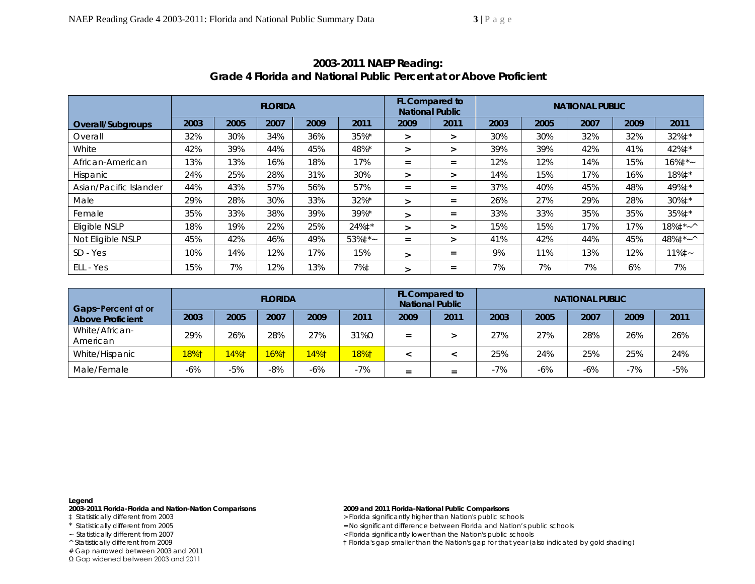## 2003-2011 NAEP Reading: Grade 4 Florida and National Public Percent at or Above Proficient

| | FLORIDA | | | | | FL Compared to National Public | | NATIONAL PUBLIC | | | | |
|---|---|---|---|---|---|---|---|---|---|---|---|---|
| **Overall/Subgroups** | **2003** | **2005** | **2007** | **2009** | **2011** | **2009** | **2011** | **2003** | **2005** | **2007** | **2009** | **2011** |
| Overall | 32% | 30% | 34% | 36% | 35%* | > | > | 30% | 30% | 32% | 32% | 32%‡* |
| White | 42% | 39% | 44% | 45% | 48%* | > | > | 39% | 39% | 42% | 41% | 42%‡* |
| African-American | 13% | 13% | 16% | 18% | 17% | = | = | 12% | 12% | 14% | 15% | 16%‡*~ |
| Hispanic | 24% | 25% | 28% | 31% | 30% | > | > | 14% | 15% | 17% | 16% | 18%‡* |
| Asian/Pacific Islander | 44% | 43% | 57% | 56% | 57% | = | = | 37% | 40% | 45% | 48% | 49%‡* |
| Male | 29% | 28% | 30% | 33% | 32%* | > | = | 26% | 27% | 29% | 28% | 30%‡* |
| Female | 35% | 33% | 38% | 39% | 39%* | > | = | 33% | 33% | 35% | 35% | 35%‡* |
| Eligible NSLP | 18% | 19% | 22% | 25% | 24%‡* | > | > | 15% | 15% | 17% | 17% | 18%‡*~^ |
| Not Eligible NSLP | 45% | 42% | 46% | 49% | 53%‡*~ | = | > | 41% | 42% | 44% | 45% | 48%‡*~^ |
| SD - Yes | 10% | 14% | 12% | 17% | 15% | > | = | 9% | 11% | 13% | 12% | 11%‡~ |
| ELL - Yes | 15% | 7% | 12% | 13% | 7%‡ | > | = | 7% | 7% | 7% | 6% | 7% |

| | FLORIDA | | | | | FL Compared to National Public | | NATIONAL PUBLIC | | | | |
|---|---|---|---|---|---|---|---|---|---|---|---|---|
| **Gaps–Percent at or Above Proficient** | **2003** | **2005** | **2007** | **2009** | **2011** | **2009** | **2011** | **2003** | **2005** | **2007** | **2009** | **2011** |
| White/African-American | 29% | 26% | 28% | 27% | 31%Ω | = | > | 27% | 27% | 28% | 26% | 26% |
| White/Hispanic | 18%† | 14%† | 16%† | 14%† | 18%† | < | < | 25% | 24% | 25% | 25% | 24% |
| Male/Female | -6% | -5% | -8% | -6% | -7% | = | = | -7% | -6% | -6% | -7% | -5% |

**Legend**

**2003-2011 Florida-Florida and Nation-Nation Comparisons**

‡ Statistically different from 2003
\* Statistically different from 2005
~ Statistically different from 2007
^ Statistically different from 2009
\# Gap narrowed between 2003 and 2011
Ω Gap widened between 2003 and 2011

**2009 and 2011 Florida-National Public Comparisons**

\> Florida significantly higher than Nation's public schools
= No significant difference between Florida and Nation's public schools
< Florida significantly lower than the Nation's public schools
† Florida's gap smaller than the Nation's gap for that year (also indicated by gold shading)